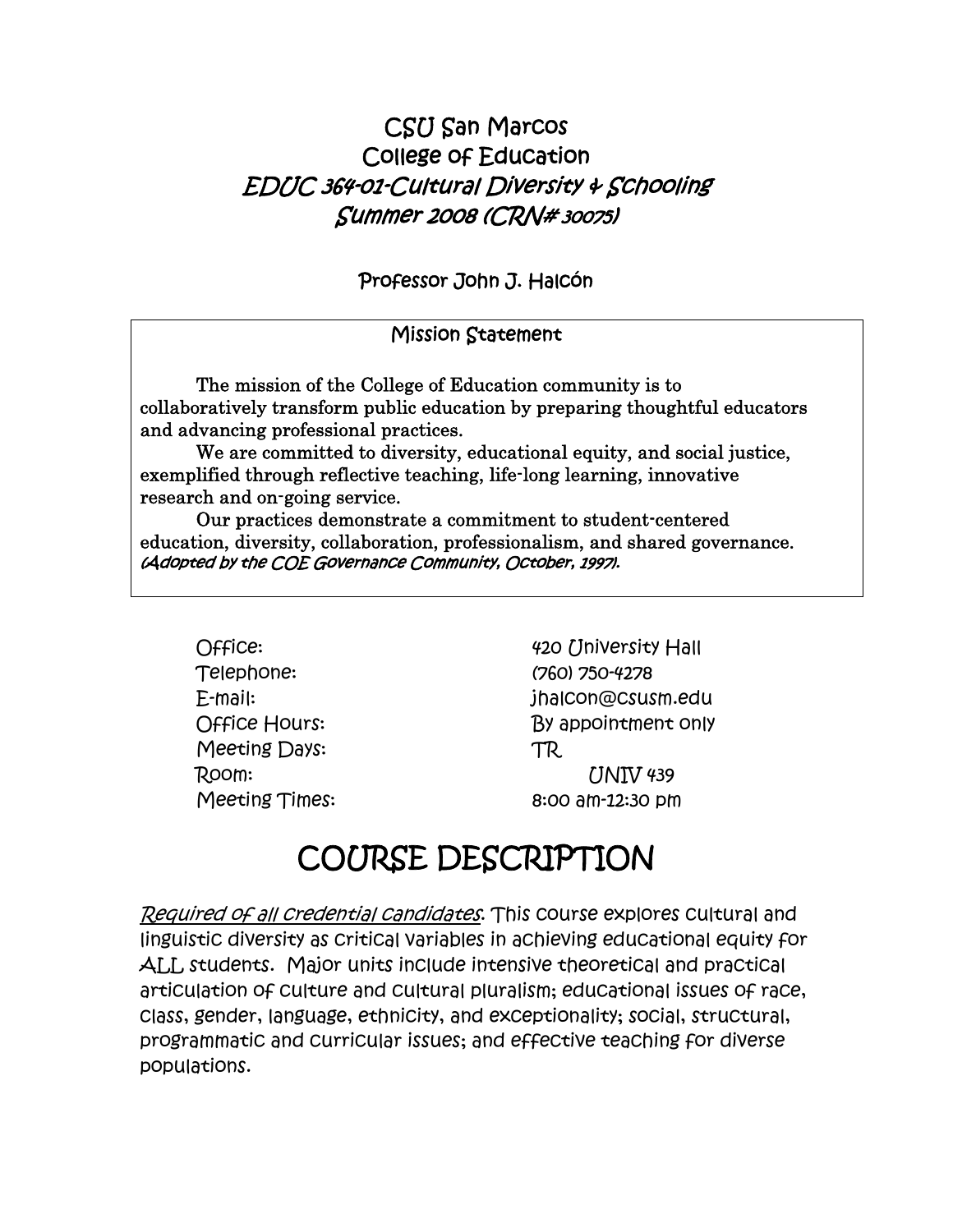# CSU San Marcos
# College of Education
## *EDUC 364-01-Cultural Diversity & Schooling*
## *Summer 2008 (CRN# 30075)*

Professor John J. Halcón

---

**Mission Statement**

The mission of the College of Education community is to collaboratively transform public education by preparing thoughtful educators and advancing professional practices.

We are committed to diversity, educational equity, and social justice, exemplified through reflective teaching, life-long learning, innovative research and on-going service.

Our practices demonstrate a commitment to student-centered education, diversity, collaboration, professionalism, and shared governance. *(Adopted by the COE Governance Community, October, 1997).*

---

| | |
|---|---|
| Office: | 420 University Hall |
| Telephone: | (760) 750-4278 |
| E-mail: | jhalcon@csusm.edu |
| Office Hours: | By appointment only |
| Meeting Days: | TR |
| Room: | UNIV 439 |
| Meeting Times: | 8:00 am-12:30 pm |

# COURSE DESCRIPTION

*Required of all credential candidates*. This course explores cultural and linguistic diversity as critical variables in achieving educational equity for ALL students. Major units include intensive theoretical and practical articulation of culture and cultural pluralism; educational issues of race, class, gender, language, ethnicity, and exceptionality; social, structural, programmatic and curricular issues; and effective teaching for diverse populations.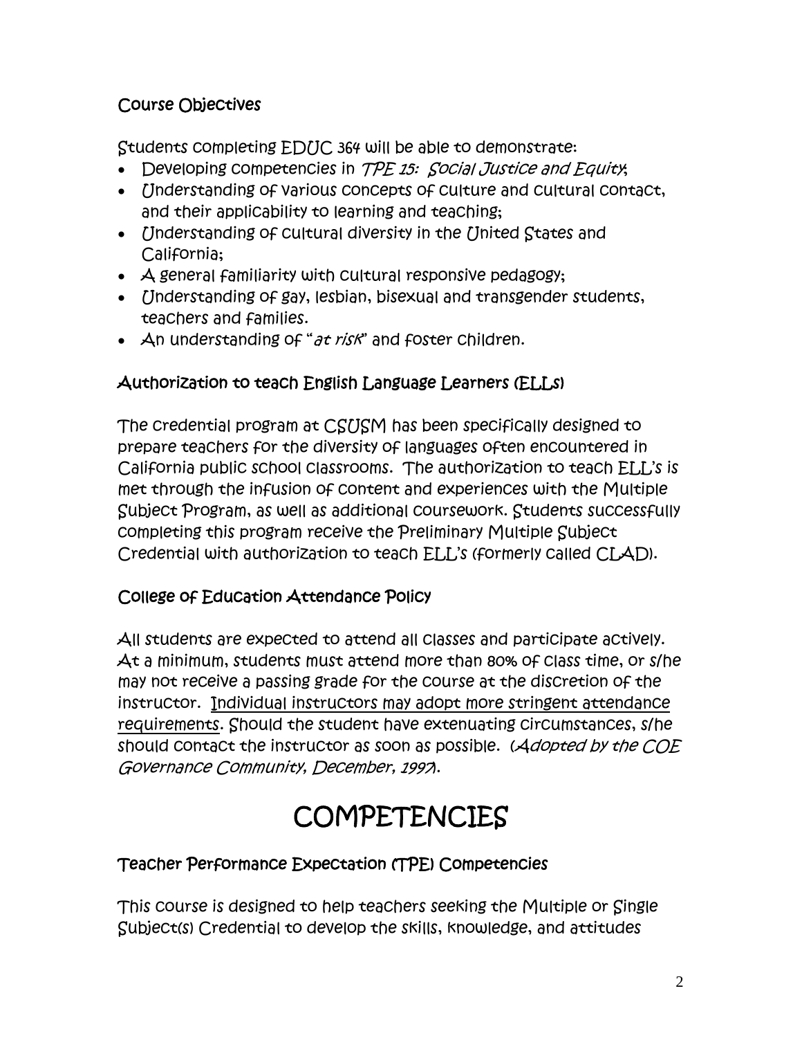## Course Objectives

Students completing EDUC 364 will be able to demonstrate:

- Developing competencies in *TPE 15: Social Justice and Equity*;
- Understanding of various concepts of culture and cultural contact, and their applicability to learning and teaching;
- Understanding of cultural diversity in the United States and California;
- A general familiarity with cultural responsive pedagogy;
- Understanding of gay, lesbian, bisexual and transgender students, teachers and families.
- An understanding of "*at risk*" and foster children.

## Authorization to teach English Language Learners (ELLs)

The credential program at CSUSM has been specifically designed to prepare teachers for the diversity of languages often encountered in California public school classrooms. The authorization to teach ELL's is met through the infusion of content and experiences with the Multiple Subject Program, as well as additional coursework. Students successfully completing this program receive the Preliminary Multiple Subject Credential with authorization to teach ELL's (formerly called CLAD).

## College of Education Attendance Policy

All students are expected to attend all classes and participate actively. At a minimum, students must attend more than 80% of class time, or s/he may not receive a passing grade for the course at the discretion of the instructor. Individual instructors may adopt more stringent attendance requirements. Should the student have extenuating circumstances, s/he should contact the instructor as soon as possible. (*Adopted by the COE Governance Community, December, 1997*).

# COMPETENCIES

## Teacher Performance Expectation (TPE) Competencies

This course is designed to help teachers seeking the Multiple or Single Subject(s) Credential to develop the skills, knowledge, and attitudes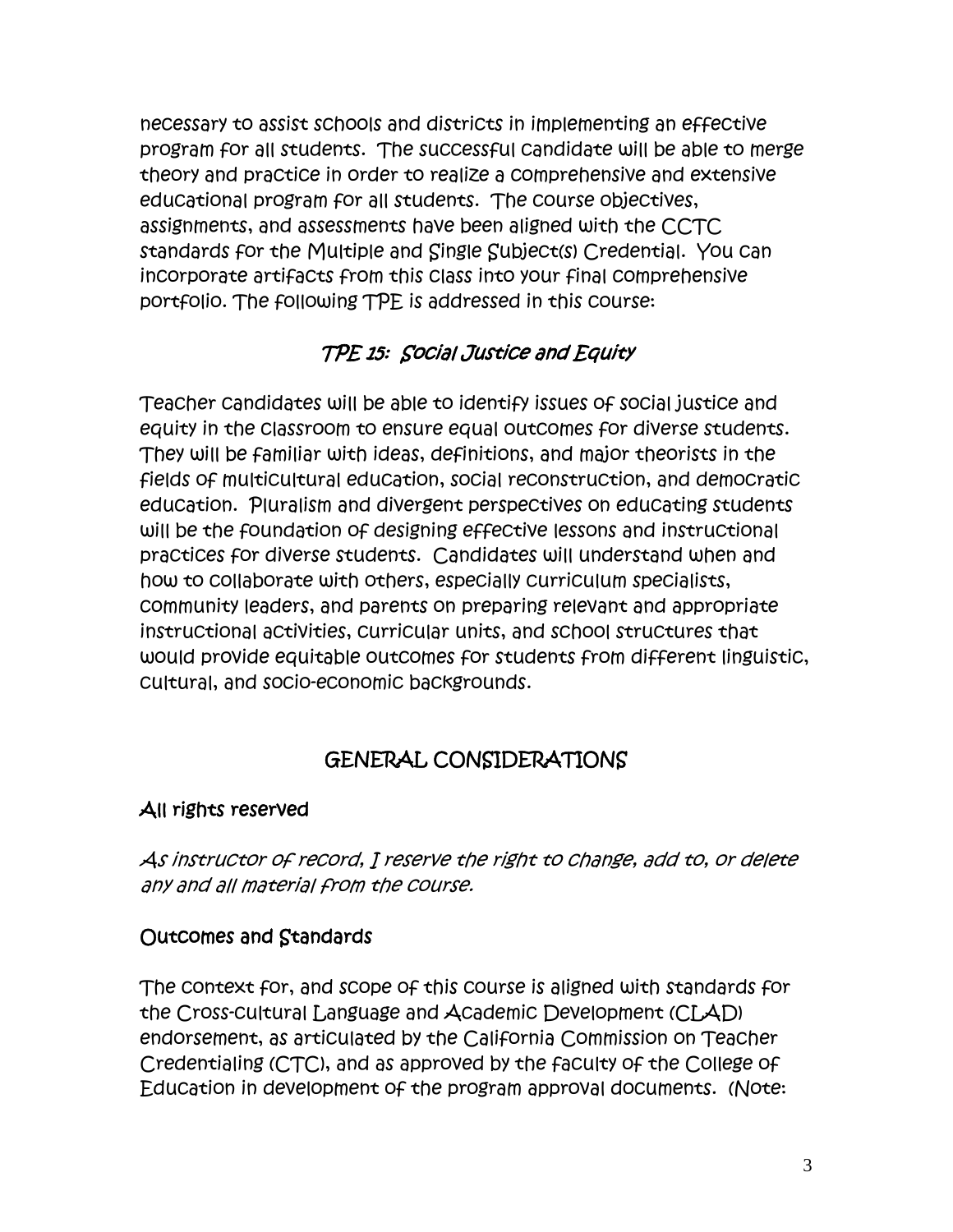necessary to assist schools and districts in implementing an effective program for all students. The successful candidate will be able to merge theory and practice in order to realize a comprehensive and extensive educational program for all students. The course objectives, assignments, and assessments have been aligned with the CCTC standards for the Multiple and Single Subject(s) Credential. You can incorporate artifacts from this class into your final comprehensive portfolio. The following TPE is addressed in this course:

### *TPE 15: Social Justice and Equity*

Teacher candidates will be able to identify issues of social justice and equity in the classroom to ensure equal outcomes for diverse students. They will be familiar with ideas, definitions, and major theorists in the fields of multicultural education, social reconstruction, and democratic education. Pluralism and divergent perspectives on educating students will be the foundation of designing effective lessons and instructional practices for diverse students. Candidates will understand when and how to collaborate with others, especially curriculum specialists, community leaders, and parents on preparing relevant and appropriate instructional activities, curricular units, and school structures that would provide equitable outcomes for students from different linguistic, cultural, and socio-economic backgrounds.

## GENERAL CONSIDERATIONS

### All rights reserved

*As instructor of record, I reserve the right to change, add to, or delete any and all material from the course.*

### Outcomes and Standards

The context for, and scope of this course is aligned with standards for the Cross-cultural Language and Academic Development (CLAD) endorsement, as articulated by the California Commission on Teacher Credentialing (CTC), and as approved by the faculty of the College of Education in development of the program approval documents. (Note: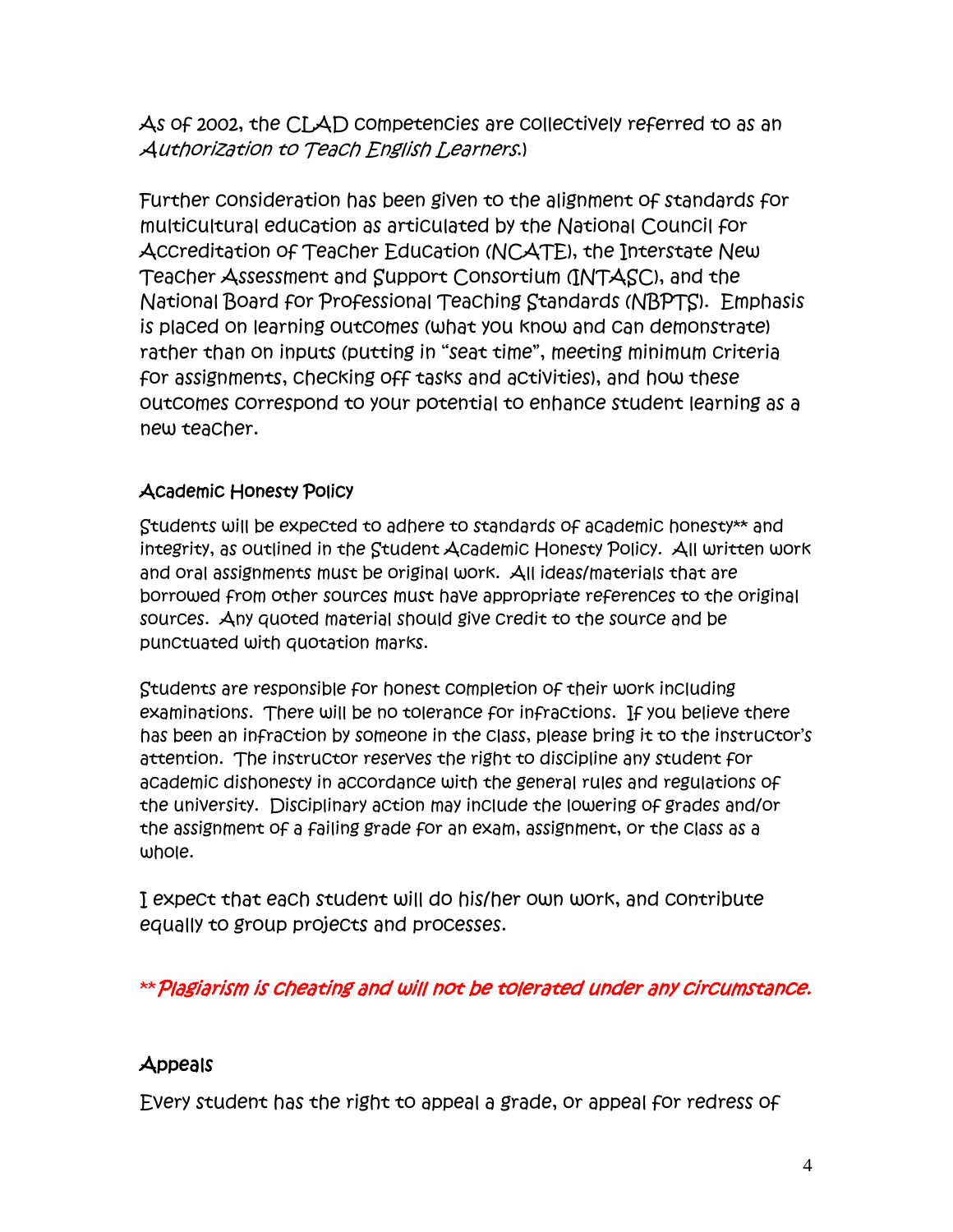As of 2002, the CLAD competencies are collectively referred to as an *Authorization to Teach English Learners*.)

Further consideration has been given to the alignment of standards for multicultural education as articulated by the National Council for Accreditation of Teacher Education (NCATE), the Interstate New Teacher Assessment and Support Consortium (INTASC), and the National Board for Professional Teaching Standards (NBPTS). Emphasis is placed on learning outcomes (what you know and can demonstrate) rather than on inputs (putting in "seat time", meeting minimum criteria for assignments, checking off tasks and activities), and how these outcomes correspond to your potential to enhance student learning as a new teacher.

## Academic Honesty Policy

Students will be expected to adhere to standards of academic honesty** and integrity, as outlined in the Student Academic Honesty Policy. All written work and oral assignments must be original work. All ideas/materials that are borrowed from other sources must have appropriate references to the original sources. Any quoted material should give credit to the source and be punctuated with quotation marks.

Students are responsible for honest completion of their work including examinations. There will be no tolerance for infractions. If you believe there has been an infraction by someone in the class, please bring it to the instructor's attention. The instructor reserves the right to discipline any student for academic dishonesty in accordance with the general rules and regulations of the university. Disciplinary action may include the lowering of grades and/or the assignment of a failing grade for an exam, assignment, or the class as a whole.

I expect that each student will do his/her own work, and contribute equally to group projects and processes.

***Plagiarism is cheating and will not be tolerated under any circumstance.*

## Appeals

Every student has the right to appeal a grade, or appeal for redress of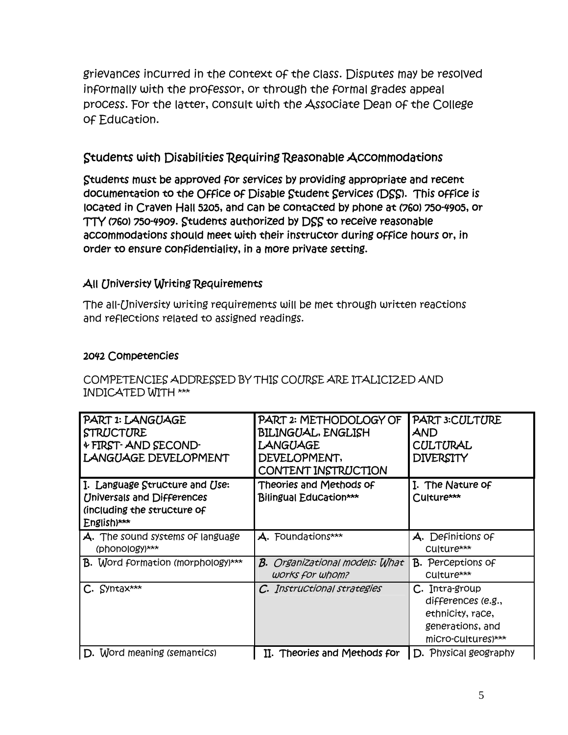grievances incurred in the context of the class. Disputes may be resolved informally with the professor, or through the formal grades appeal process. For the latter, consult with the Associate Dean of the College of Education.

## Students with Disabilities Requiring Reasonable Accommodations

**Students must be approved for services by providing appropriate and recent documentation to the Office of Disable Student Services (DSS). This office is located in Craven Hall 5205, and can be contacted by phone at (760) 750-4905, or TTY (760) 750-4909. Students authorized by DSS to receive reasonable accommodations should meet with their instructor during office hours or, in order to ensure confidentiality, in a more private setting.**

### All University Writing Requirements

The all-University writing requirements will be met through written reactions and reflections related to assigned readings.

### 2042 Competencies

COMPETENCIES ADDRESSED BY THIS COURSE ARE ITALICIZED AND INDICATED WITH ***

| PART 1: LANGUAGE STRUCTURE & FIRST- AND SECOND-LANGUAGE DEVELOPMENT | PART 2: METHODOLOGY OF BILINGUAL, ENGLISH LANGUAGE DEVELOPMENT, CONTENT INSTRUCTION | PART 3: CULTURE AND CULTURAL DIVERSITY |
|---|---|---|
| I. Language Structure and Use: Universals and Differences (including the structure of English)*** | Theories and Methods of Bilingual Education*** | I. The Nature of Culture*** |
| A. The sound systems of language (phonology)*** | A. Foundations*** | A. Definitions of culture*** |
| B. Word formation (morphology)*** | *B. Organizational models: What works for whom?* | B. Perceptions of culture*** |
| C. Syntax*** | *C. Instructional strategies* | C. Intra-group differences (e.g., ethnicity, race, generations, and micro-cultures)*** |
| D. Word meaning (semantics) | II. Theories and Methods for | D. Physical geography |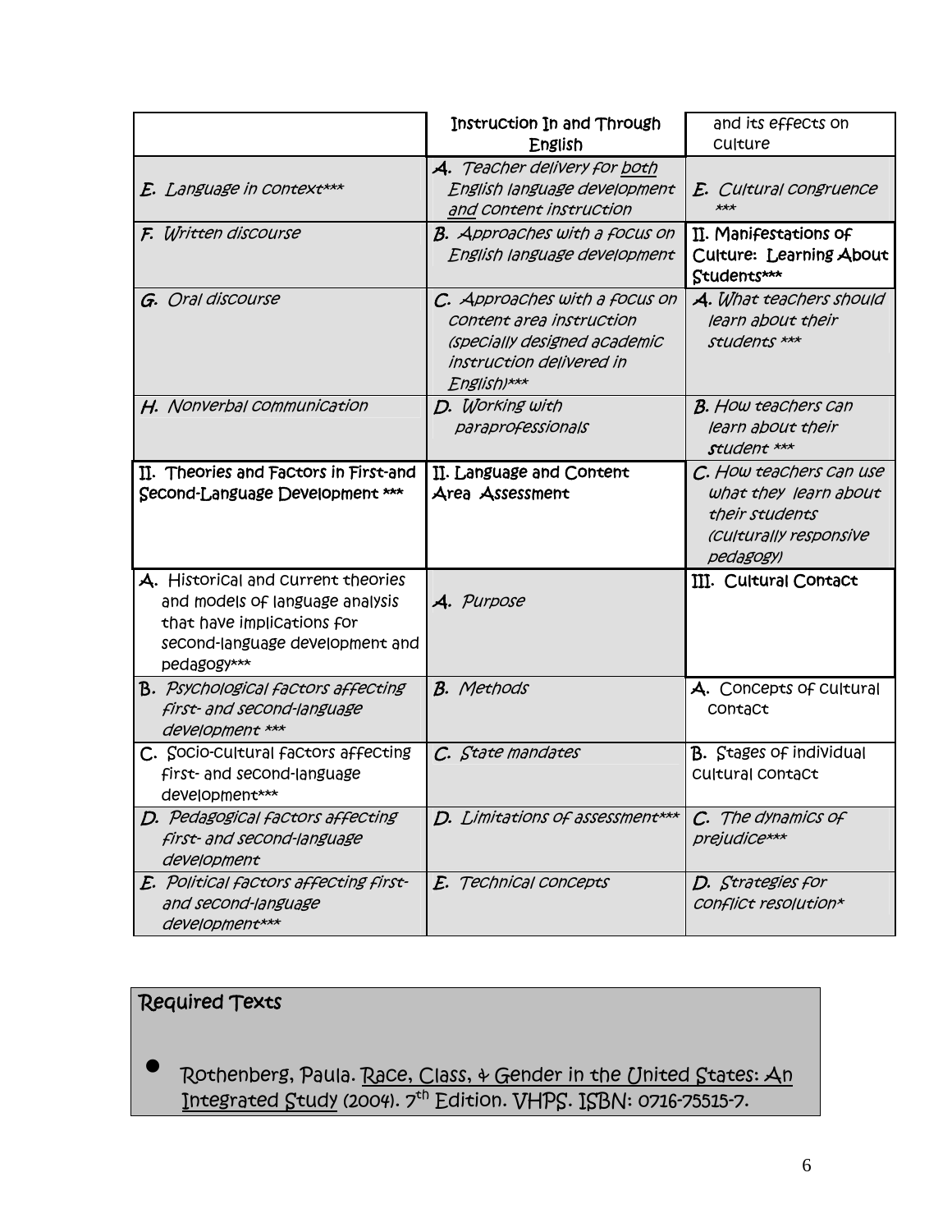| | Instruction In and Through English | and its effects on culture |
|---|---|---|
| *E. Language in context**** | *A. Teacher delivery for both English language development and content instruction* | *E. Cultural congruence **** |
| *F. Written discourse* | *B. Approaches with a focus on English language development* | II. Manifestations of Culture: Learning About Students*** |
| *G. Oral discourse* | *C. Approaches with a focus on content area instruction (specially designed academic instruction delivered in English)**** | *A. What teachers should learn about their students **** |
| *H. Nonverbal communication* | *D. Working with paraprofessionals* | *B. How teachers can learn about their student **** |
| II. Theories and Factors in First-and Second-Language Development *** | II. Language and Content Area Assessment | *C. How teachers can use what they learn about their students (culturally responsive pedagogy)* |
| A. Historical and current theories and models of language analysis that have implications for second-language development and pedagogy*** | *A. Purpose* | III. Cultural Contact |
| *B. Psychological factors affecting first- and second-language development **** | *B. Methods* | A. Concepts of cultural contact |
| C. Socio-cultural factors affecting first- and second-language development*** | *C. State mandates* | B. Stages of individual cultural contact |
| *D. Pedagogical factors affecting first- and second-language development* | *D. Limitations of assessment**** | *C. The dynamics of prejudice**** |
| *E. Political factors affecting first- and second-language development**** | *E. Technical concepts* | *D. Strategies for conflict resolution** |

## Required Texts

- Rothenberg, Paula. Race, Class, & Gender in the United States: An Integrated Study (2004). 7th Edition. VHPS. ISBN: 0716-75515-7.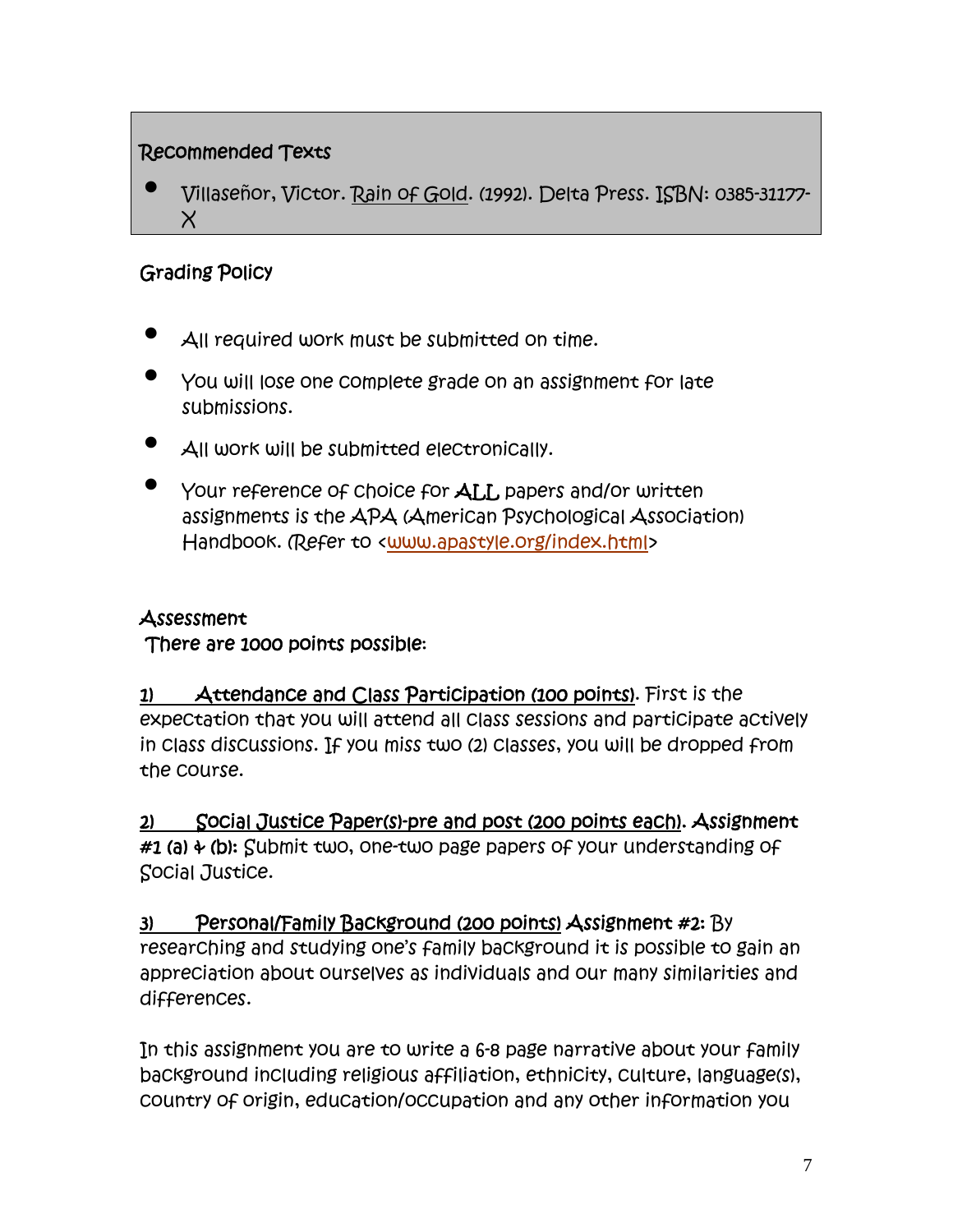## Recommended Texts

- Villaseñor, Victor. Rain of Gold. (1992). Delta Press. ISBN: 0385-31177-X

## Grading Policy

- All required work must be submitted on time.
- You will lose one complete grade on an assignment for late submissions.
- All work will be submitted electronically.
- Your reference of choice for **ALL** papers and/or written assignments is the APA (American Psychological Association) Handbook. (Refer to <www.apastyle.org/index.html>

## Assessment

There are 1000 points possible:

1) Attendance and Class Participation (100 points). First is the expectation that you will attend all class sessions and participate actively in class discussions. If you miss two (2) classes, you will be dropped from the course.

2) Social Justice Paper(s)-pre and post (200 points each). **Assignment #1 (a) & (b):** Submit two, one-two page papers of your understanding of Social Justice.

3) Personal/Family Background (200 points) **Assignment #2:** By researching and studying one's family background it is possible to gain an appreciation about ourselves as individuals and our many similarities and differences.

In this assignment you are to write a 6-8 page narrative about your family background including religious affiliation, ethnicity, culture, language(s), country of origin, education/occupation and any other information you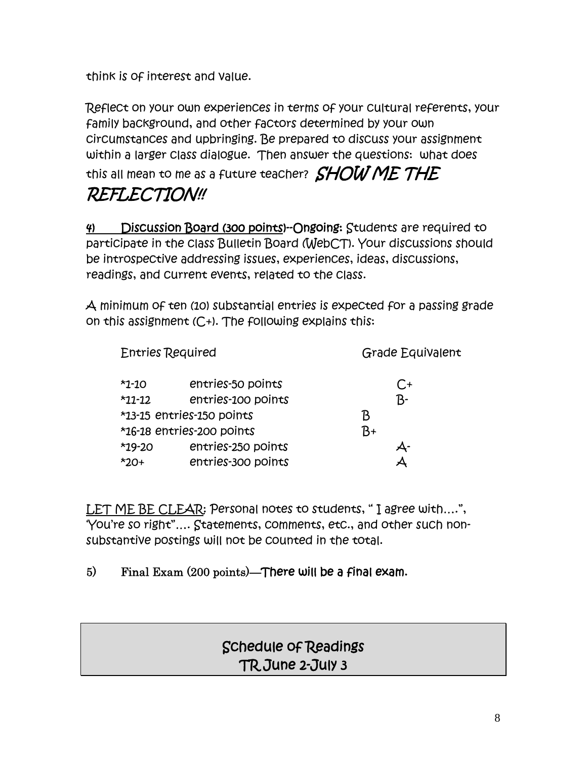think is of interest and value.

Reflect on your own experiences in terms of your cultural referents, your family background, and other factors determined by your own circumstances and upbringing. Be prepared to discuss your assignment within a larger class dialogue. Then answer the questions: what does this all mean to me as a future teacher? ***SHOW ME THE REFLECTION!!***

4) <u>Discussion Board (300 points)</u>--**Ongoing:** Students are required to participate in the class Bulletin Board (WebCT). Your discussions should be introspective addressing issues, experiences, ideas, discussions, readings, and current events, related to the class.

A minimum of ten (10) substantial entries is expected for a passing grade on this assignment (C+). The following explains this:

| Entries Required | | Grade Equivalent |
|---|---|---|
| *1-10 | entries-50 points | C+ |
| *11-12 | entries-100 points | B- |
| *13-15 | entries-150 points | B |
| *16-18 | entries-200 points | B+ |
| *19-20 | entries-250 points | A- |
| *20+ | entries-300 points | A |

<u>LET ME BE CLEAR</u>: Personal notes to students, " I agree with….", 'You're so right"…. Statements, comments, etc., and other such non-substantive postings will not be counted in the total.

5) Final Exam (200 points)—**There will be a final exam.**

## Schedule of Readings
## TR June 2-July 3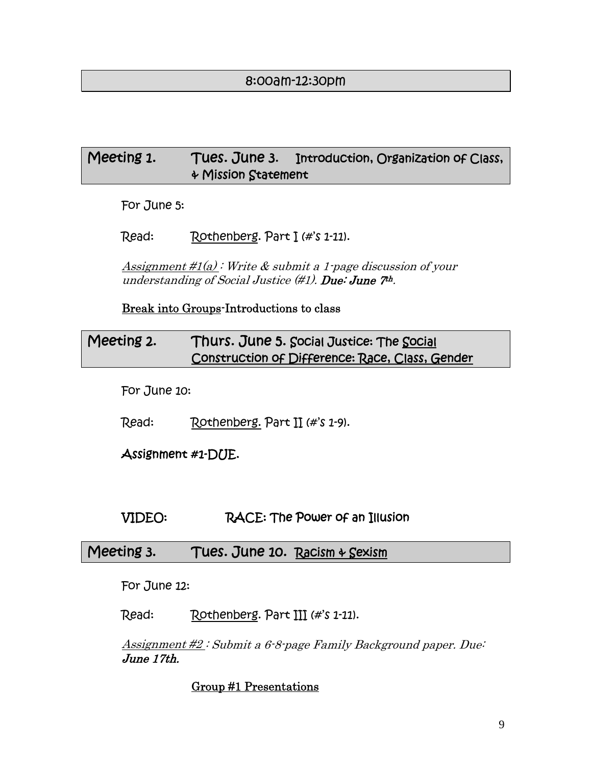## 8:00am-12:30pm

## Meeting 1. Tues. June 3. Introduction, Organization of Class, & Mission Statement

For June 5:

Read: Rothenberg. Part I (#'s 1-11).

*Assignment #1(a) : Write & submit a 1-page discussion of your understanding of Social Justice (#1).* ***Due: June 7th.***

Break into Groups-Introductions to class

## Meeting 2. Thurs. June 5. Social Justice: The Social Construction of Difference: Race, Class, Gender

For June 10:

Read: Rothenberg. Part II (#'s 1-9).

**Assignment #1-DUE.**

VIDEO: RACE: The Power of an Illusion

## Meeting 3. Tues. June 10. Racism & Sexism

For June 12:

Read: Rothenberg. Part III (#'s 1-11).

*Assignment #2 : Submit a 6-8-page Family Background paper. Due:* ***June 17th.***

Group #1 Presentations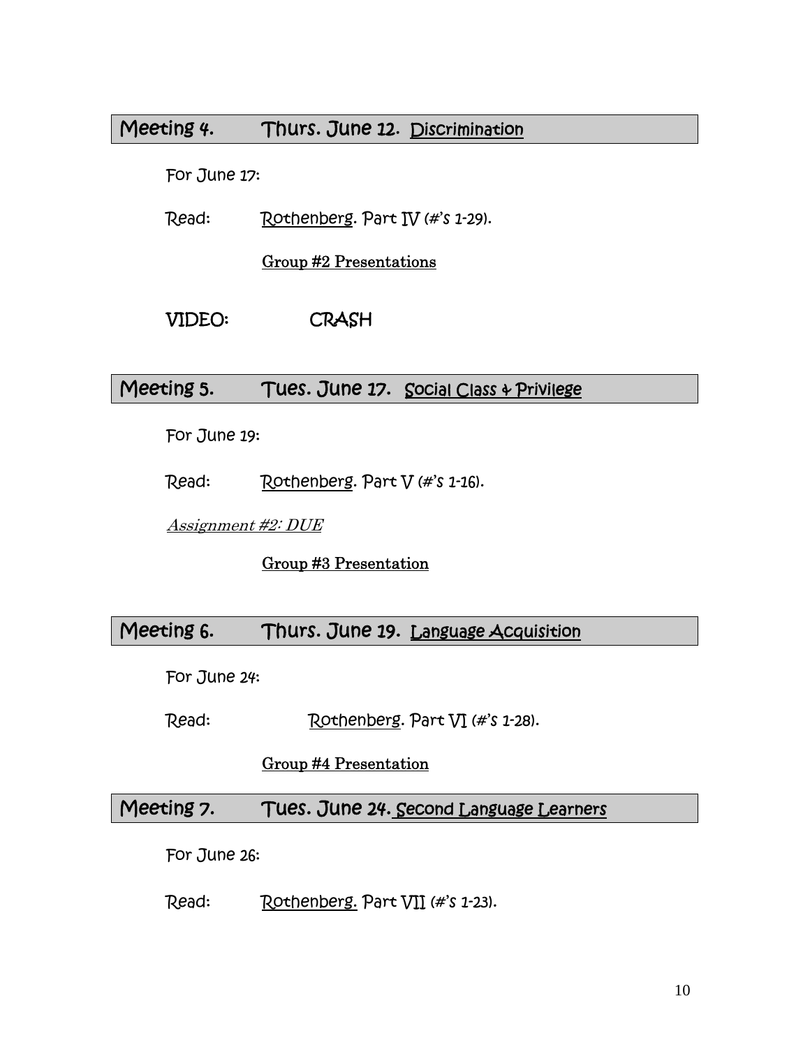## Meeting 4. Thurs. June 12. Discrimination

For June 17:

Read: Rothenberg. Part IV (#'s 1-29).

Group #2 Presentations

VIDEO: CRASH

## Meeting 5. Tues. June 17. Social Class & Privilege

For June 19:

Read: Rothenberg. Part V (#'s 1-16).

*Assignment #2: DUE*

Group #3 Presentation

## Meeting 6. Thurs. June 19. Language Acquisition

For June 24:

Read: Rothenberg. Part VI (#'s 1-28).

Group #4 Presentation

## Meeting 7. Tues. June 24. Second Language Learners

For June 26:

Read: Rothenberg. Part VII (#'s 1-23).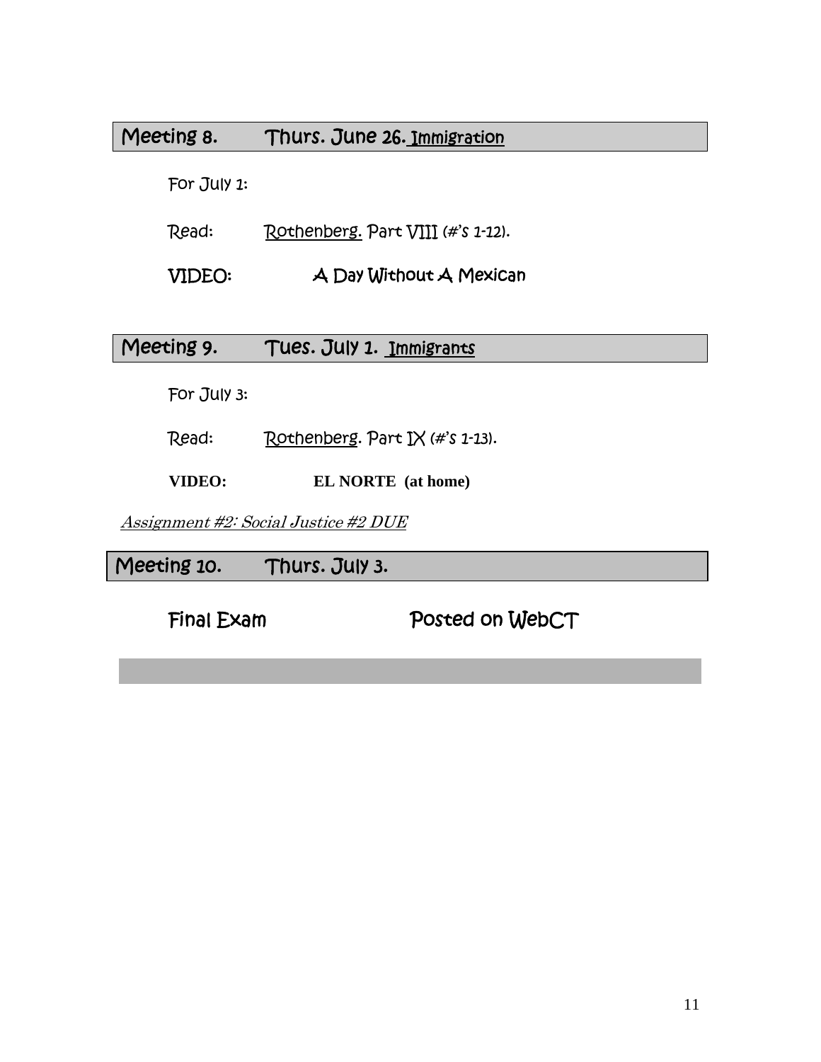## Meeting 8. Thurs. June 26. Immigration

For July 1:

Read: Rothenberg. Part VIII (#'s 1-12).

VIDEO: A Day Without A Mexican

## Meeting 9. Tues. July 1. Immigrants

For July 3:

Read: Rothenberg. Part IX (#'s 1-13).

**VIDEO: EL NORTE (at home)**

*Assignment #2: Social Justice #2 DUE*

## Meeting 10. Thurs. July 3.

Final Exam Posted on WebCT